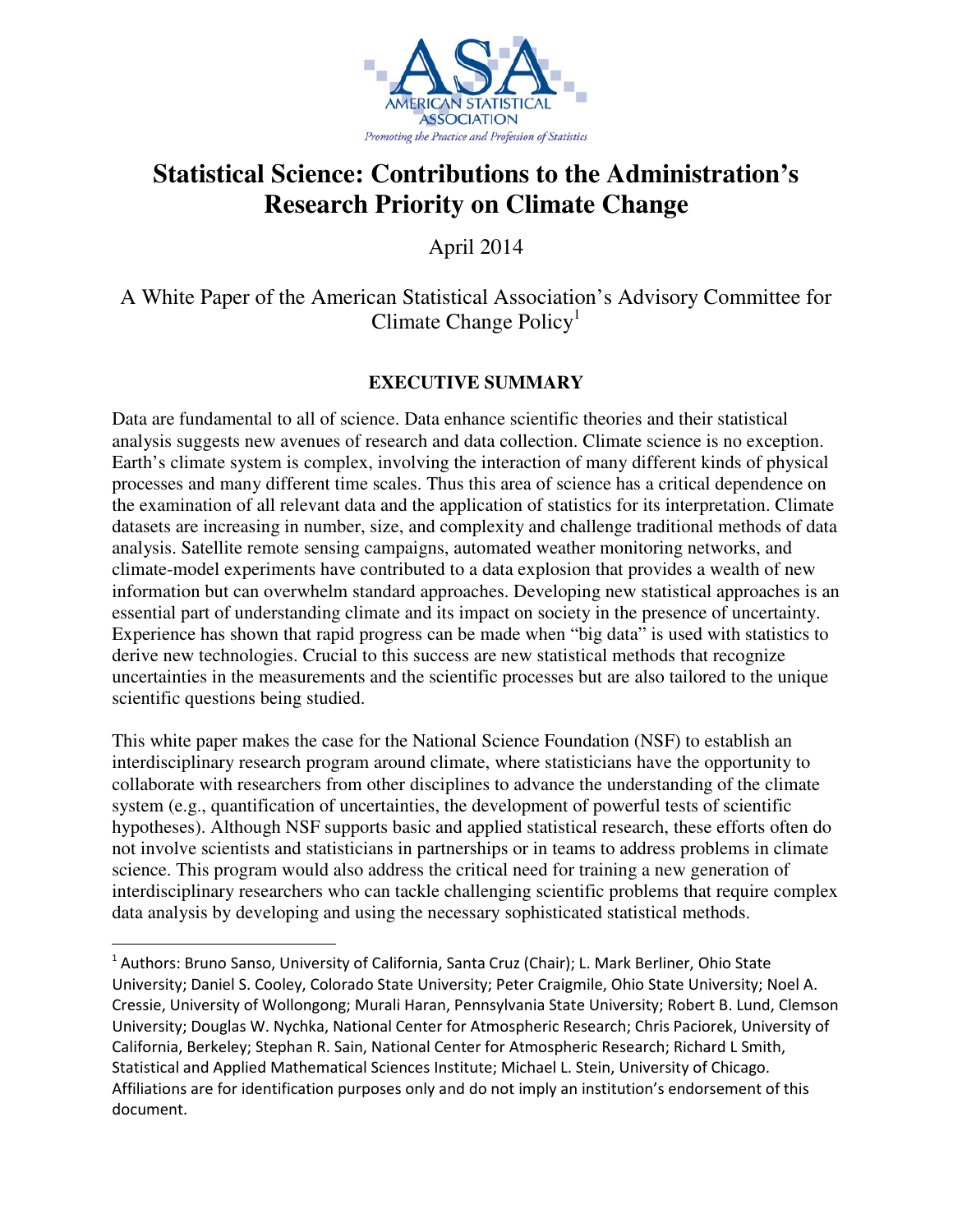# Statistical Science: Contributions to the Administration's Research Priority on Climate Change

April 2014

A White Paper of the American Statistical Association's Advisory Committee for Climate Change Policy[1]

## EXECUTIVE SUMMARY

Data are fundamental to all of science. Data enhance scientific theories and their statistical analysis suggests new avenues of research and data collection. Climate science is no exception. Earth's climate system is complex, involving the interaction of many different kinds of physical processes and many different time scales. Thus this area of science has a critical dependence on the examination of all relevant data and the application of statistics for its interpretation. Climate datasets are increasing in number, size, and complexity and challenge traditional methods of data analysis. Satellite remote sensing campaigns, automated weather monitoring networks, and climate-model experiments have contributed to a data explosion that provides a wealth of new information but can overwhelm standard approaches. Developing new statistical approaches is an essential part of understanding climate and its impact on society in the presence of uncertainty. Experience has shown that rapid progress can be made when "big data" is used with statistics to derive new technologies. Crucial to this success are new statistical methods that recognize uncertainties in the measurements and the scientific processes but are also tailored to the unique scientific questions being studied.

This white paper makes the case for the National Science Foundation (NSF) to establish an interdisciplinary research program around climate, where statisticians have the opportunity to collaborate with researchers from other disciplines to advance the understanding of the climate system (e.g., quantification of uncertainties, the development of powerful tests of scientific hypotheses). Although NSF supports basic and applied statistical research, these efforts often do not involve scientists and statisticians in partnerships or in teams to address problems in climate science. This program would also address the critical need for training a new generation of interdisciplinary researchers who can tackle challenging scientific problems that require complex data analysis by developing and using the necessary sophisticated statistical methods.

---

[1] Authors: Bruno Sanso, University of California, Santa Cruz (Chair); L. Mark Berliner, Ohio State University; Daniel S. Cooley, Colorado State University; Peter Craigmile, Ohio State University; Noel A. Cressie, University of Wollongong; Murali Haran, Pennsylvania State University; Robert B. Lund, Clemson University; Douglas W. Nychka, National Center for Atmospheric Research; Chris Paciorek, University of California, Berkeley; Stephan R. Sain, National Center for Atmospheric Research; Richard L Smith, Statistical and Applied Mathematical Sciences Institute; Michael L. Stein, University of Chicago. Affiliations are for identification purposes only and do not imply an institution's endorsement of this document.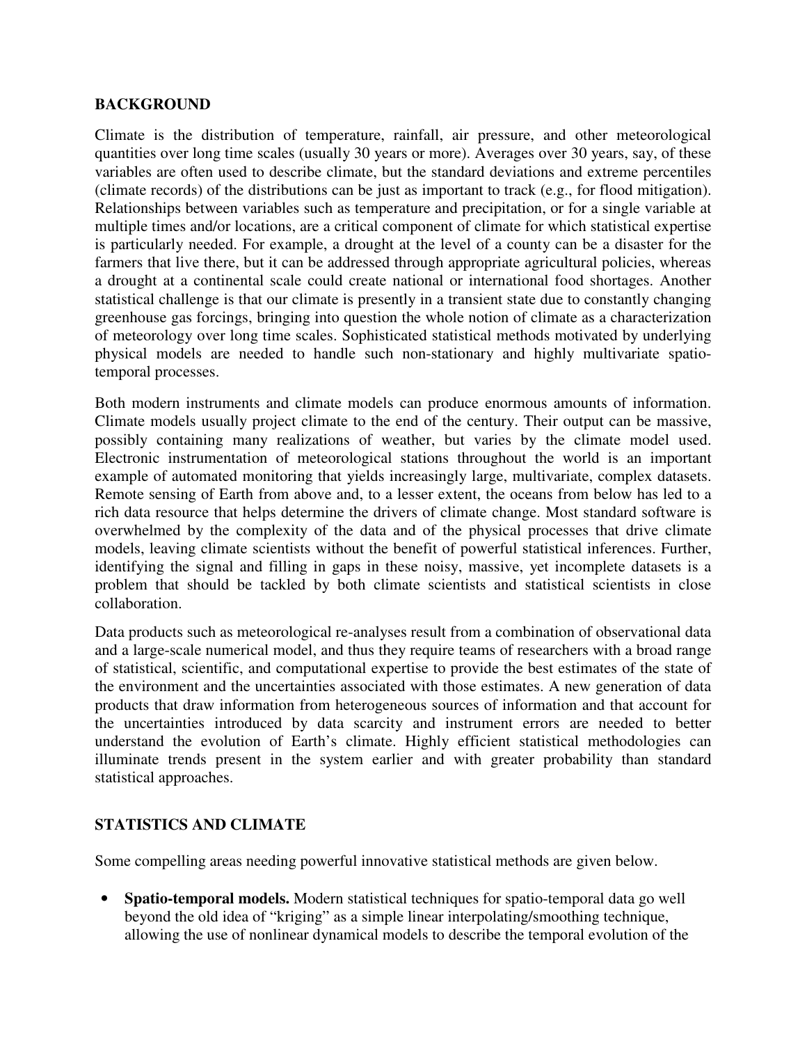## BACKGROUND

Climate is the distribution of temperature, rainfall, air pressure, and other meteorological quantities over long time scales (usually 30 years or more). Averages over 30 years, say, of these variables are often used to describe climate, but the standard deviations and extreme percentiles (climate records) of the distributions can be just as important to track (e.g., for flood mitigation). Relationships between variables such as temperature and precipitation, or for a single variable at multiple times and/or locations, are a critical component of climate for which statistical expertise is particularly needed. For example, a drought at the level of a county can be a disaster for the farmers that live there, but it can be addressed through appropriate agricultural policies, whereas a drought at a continental scale could create national or international food shortages. Another statistical challenge is that our climate is presently in a transient state due to constantly changing greenhouse gas forcings, bringing into question the whole notion of climate as a characterization of meteorology over long time scales. Sophisticated statistical methods motivated by underlying physical models are needed to handle such non-stationary and highly multivariate spatio-temporal processes.

Both modern instruments and climate models can produce enormous amounts of information. Climate models usually project climate to the end of the century. Their output can be massive, possibly containing many realizations of weather, but varies by the climate model used. Electronic instrumentation of meteorological stations throughout the world is an important example of automated monitoring that yields increasingly large, multivariate, complex datasets. Remote sensing of Earth from above and, to a lesser extent, the oceans from below has led to a rich data resource that helps determine the drivers of climate change. Most standard software is overwhelmed by the complexity of the data and of the physical processes that drive climate models, leaving climate scientists without the benefit of powerful statistical inferences. Further, identifying the signal and filling in gaps in these noisy, massive, yet incomplete datasets is a problem that should be tackled by both climate scientists and statistical scientists in close collaboration.

Data products such as meteorological re-analyses result from a combination of observational data and a large-scale numerical model, and thus they require teams of researchers with a broad range of statistical, scientific, and computational expertise to provide the best estimates of the state of the environment and the uncertainties associated with those estimates. A new generation of data products that draw information from heterogeneous sources of information and that account for the uncertainties introduced by data scarcity and instrument errors are needed to better understand the evolution of Earth's climate. Highly efficient statistical methodologies can illuminate trends present in the system earlier and with greater probability than standard statistical approaches.

## STATISTICS AND CLIMATE

Some compelling areas needing powerful innovative statistical methods are given below.

- **Spatio-temporal models.** Modern statistical techniques for spatio-temporal data go well beyond the old idea of "kriging" as a simple linear interpolating/smoothing technique, allowing the use of nonlinear dynamical models to describe the temporal evolution of the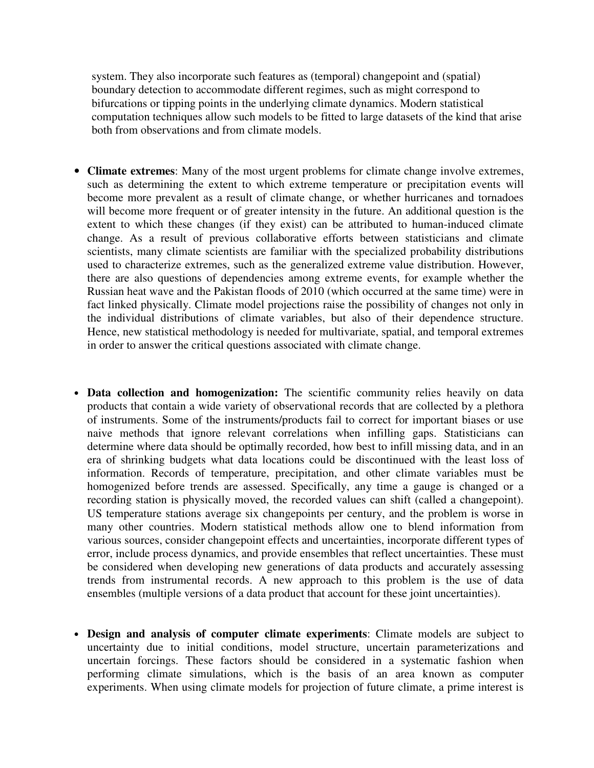system. They also incorporate such features as (temporal) changepoint and (spatial) boundary detection to accommodate different regimes, such as might correspond to bifurcations or tipping points in the underlying climate dynamics. Modern statistical computation techniques allow such models to be fitted to large datasets of the kind that arise both from observations and from climate models.

- **Climate extremes**: Many of the most urgent problems for climate change involve extremes, such as determining the extent to which extreme temperature or precipitation events will become more prevalent as a result of climate change, or whether hurricanes and tornadoes will become more frequent or of greater intensity in the future. An additional question is the extent to which these changes (if they exist) can be attributed to human-induced climate change. As a result of previous collaborative efforts between statisticians and climate scientists, many climate scientists are familiar with the specialized probability distributions used to characterize extremes, such as the generalized extreme value distribution. However, there are also questions of dependencies among extreme events, for example whether the Russian heat wave and the Pakistan floods of 2010 (which occurred at the same time) were in fact linked physically. Climate model projections raise the possibility of changes not only in the individual distributions of climate variables, but also of their dependence structure. Hence, new statistical methodology is needed for multivariate, spatial, and temporal extremes in order to answer the critical questions associated with climate change.

- **Data collection and homogenization:** The scientific community relies heavily on data products that contain a wide variety of observational records that are collected by a plethora of instruments. Some of the instruments/products fail to correct for important biases or use naive methods that ignore relevant correlations when infilling gaps. Statisticians can determine where data should be optimally recorded, how best to infill missing data, and in an era of shrinking budgets what data locations could be discontinued with the least loss of information. Records of temperature, precipitation, and other climate variables must be homogenized before trends are assessed. Specifically, any time a gauge is changed or a recording station is physically moved, the recorded values can shift (called a changepoint). US temperature stations average six changepoints per century, and the problem is worse in many other countries. Modern statistical methods allow one to blend information from various sources, consider changepoint effects and uncertainties, incorporate different types of error, include process dynamics, and provide ensembles that reflect uncertainties. These must be considered when developing new generations of data products and accurately assessing trends from instrumental records. A new approach to this problem is the use of data ensembles (multiple versions of a data product that account for these joint uncertainties).

- **Design and analysis of computer climate experiments**: Climate models are subject to uncertainty due to initial conditions, model structure, uncertain parameterizations and uncertain forcings. These factors should be considered in a systematic fashion when performing climate simulations, which is the basis of an area known as computer experiments. When using climate models for projection of future climate, a prime interest is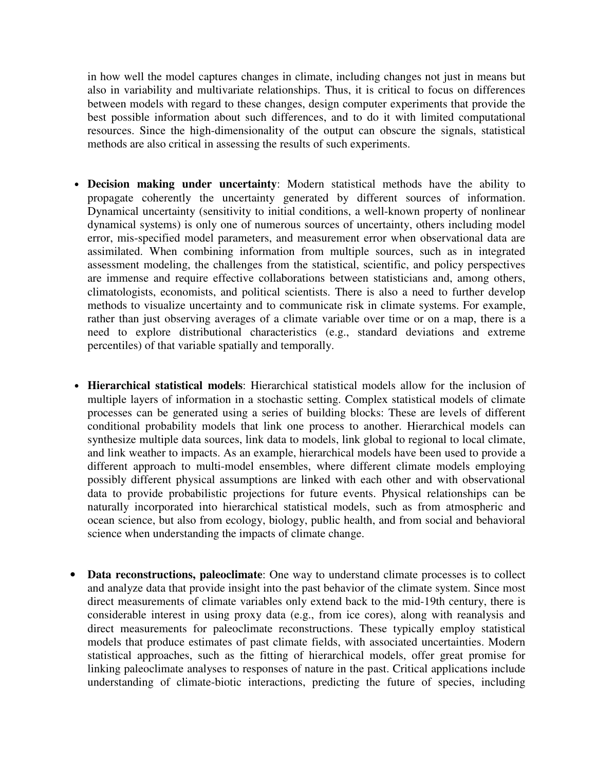in how well the model captures changes in climate, including changes not just in means but also in variability and multivariate relationships. Thus, it is critical to focus on differences between models with regard to these changes, design computer experiments that provide the best possible information about such differences, and to do it with limited computational resources. Since the high-dimensionality of the output can obscure the signals, statistical methods are also critical in assessing the results of such experiments.

- **Decision making under uncertainty**: Modern statistical methods have the ability to propagate coherently the uncertainty generated by different sources of information. Dynamical uncertainty (sensitivity to initial conditions, a well-known property of nonlinear dynamical systems) is only one of numerous sources of uncertainty, others including model error, mis-specified model parameters, and measurement error when observational data are assimilated. When combining information from multiple sources, such as in integrated assessment modeling, the challenges from the statistical, scientific, and policy perspectives are immense and require effective collaborations between statisticians and, among others, climatologists, economists, and political scientists. There is also a need to further develop methods to visualize uncertainty and to communicate risk in climate systems. For example, rather than just observing averages of a climate variable over time or on a map, there is a need to explore distributional characteristics (e.g., standard deviations and extreme percentiles) of that variable spatially and temporally.

- **Hierarchical statistical models**: Hierarchical statistical models allow for the inclusion of multiple layers of information in a stochastic setting. Complex statistical models of climate processes can be generated using a series of building blocks: These are levels of different conditional probability models that link one process to another. Hierarchical models can synthesize multiple data sources, link data to models, link global to regional to local climate, and link weather to impacts. As an example, hierarchical models have been used to provide a different approach to multi-model ensembles, where different climate models employing possibly different physical assumptions are linked with each other and with observational data to provide probabilistic projections for future events. Physical relationships can be naturally incorporated into hierarchical statistical models, such as from atmospheric and ocean science, but also from ecology, biology, public health, and from social and behavioral science when understanding the impacts of climate change.

- **Data reconstructions, paleoclimate**: One way to understand climate processes is to collect and analyze data that provide insight into the past behavior of the climate system. Since most direct measurements of climate variables only extend back to the mid-19th century, there is considerable interest in using proxy data (e.g., from ice cores), along with reanalysis and direct measurements for paleoclimate reconstructions. These typically employ statistical models that produce estimates of past climate fields, with associated uncertainties. Modern statistical approaches, such as the fitting of hierarchical models, offer great promise for linking paleoclimate analyses to responses of nature in the past. Critical applications include understanding of climate-biotic interactions, predicting the future of species, including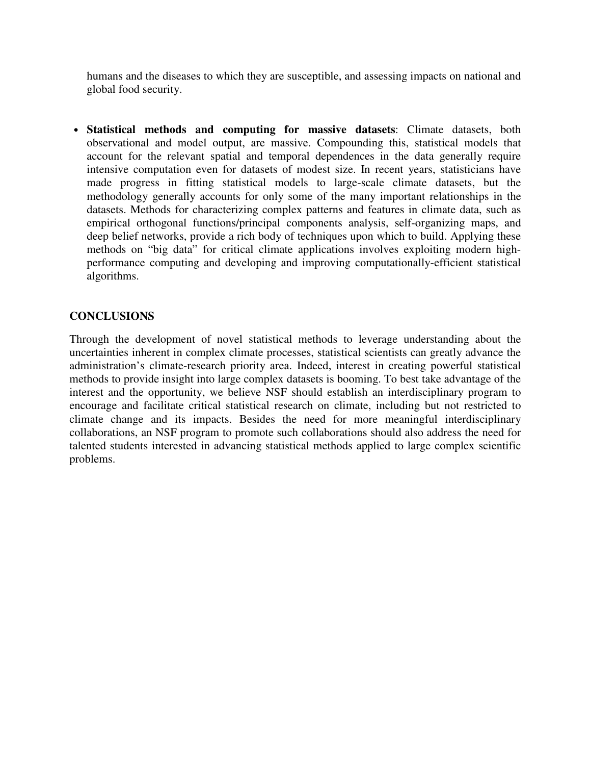humans and the diseases to which they are susceptible, and assessing impacts on national and global food security.

- **Statistical methods and computing for massive datasets**: Climate datasets, both observational and model output, are massive. Compounding this, statistical models that account for the relevant spatial and temporal dependences in the data generally require intensive computation even for datasets of modest size. In recent years, statisticians have made progress in fitting statistical models to large-scale climate datasets, but the methodology generally accounts for only some of the many important relationships in the datasets. Methods for characterizing complex patterns and features in climate data, such as empirical orthogonal functions/principal components analysis, self-organizing maps, and deep belief networks, provide a rich body of techniques upon which to build. Applying these methods on "big data" for critical climate applications involves exploiting modern high-performance computing and developing and improving computationally-efficient statistical algorithms.

## CONCLUSIONS

Through the development of novel statistical methods to leverage understanding about the uncertainties inherent in complex climate processes, statistical scientists can greatly advance the administration's climate-research priority area. Indeed, interest in creating powerful statistical methods to provide insight into large complex datasets is booming. To best take advantage of the interest and the opportunity, we believe NSF should establish an interdisciplinary program to encourage and facilitate critical statistical research on climate, including but not restricted to climate change and its impacts. Besides the need for more meaningful interdisciplinary collaborations, an NSF program to promote such collaborations should also address the need for talented students interested in advancing statistical methods applied to large complex scientific problems.